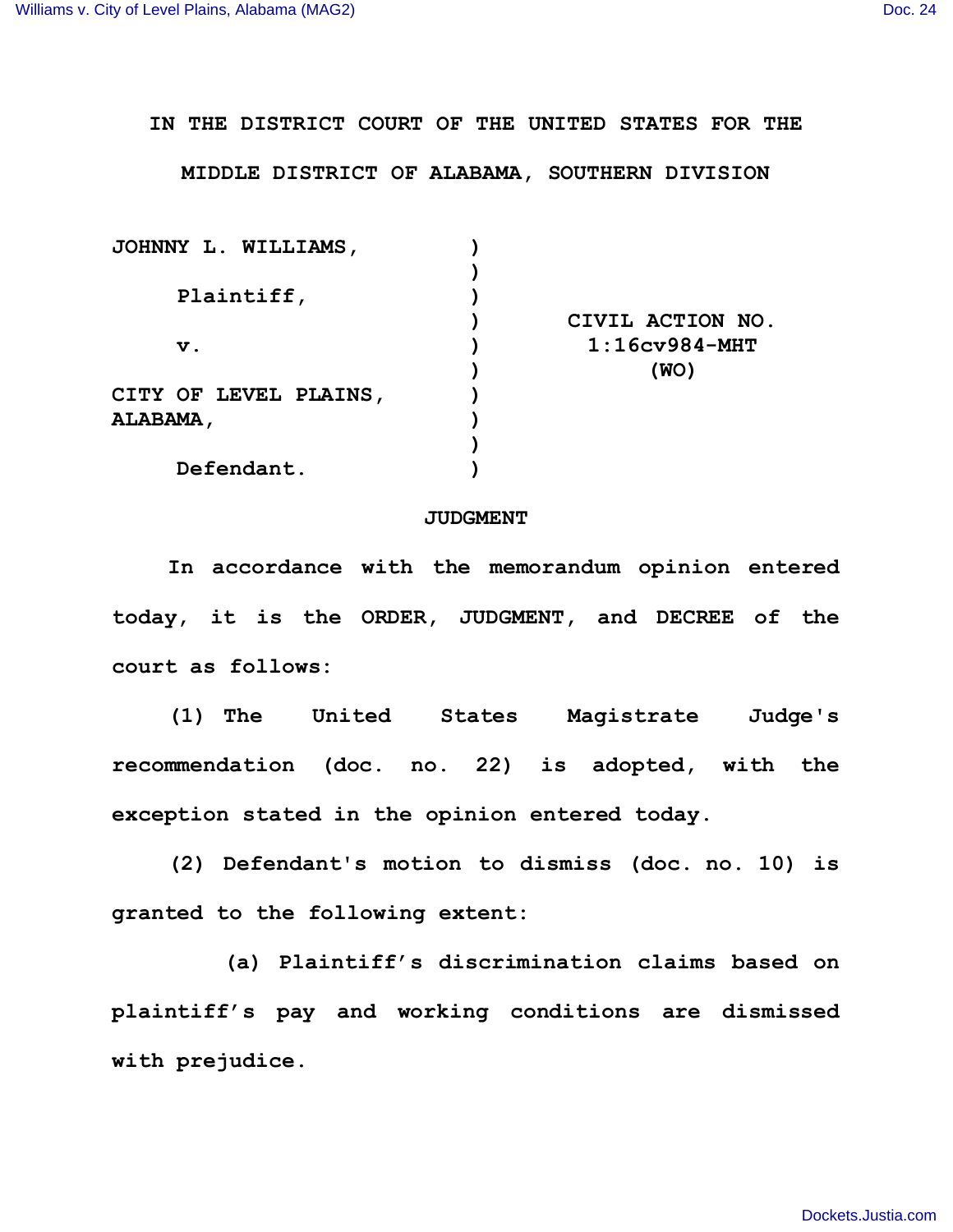IN THE DISTRICT COURT OF THE UNITED STATES FOR THE

MIDDLE DISTRICT OF ALABAMA, SOUTHERN DIVISION

| | | |
|---|---|---|
| JOHNNY L. WILLIAMS, | ) | |
| | ) | |
| Plaintiff, | ) | |
| | ) | CIVIL ACTION NO. |
| v. | ) | 1:16cv984-MHT |
| | ) | (WO) |
| CITY OF LEVEL PLAINS, | ) | |
| ALABAMA, | ) | |
| | ) | |
| Defendant. | ) | |

## JUDGMENT

In accordance with the memorandum opinion entered today, it is the ORDER, JUDGMENT, and DECREE of the court as follows:

(1) The United States Magistrate Judge's recommendation (doc. no. 22) is adopted, with the exception stated in the opinion entered today.

(2) Defendant's motion to dismiss (doc. no. 10) is granted to the following extent:

(a) Plaintiff's discrimination claims based on plaintiff's pay and working conditions are dismissed with prejudice.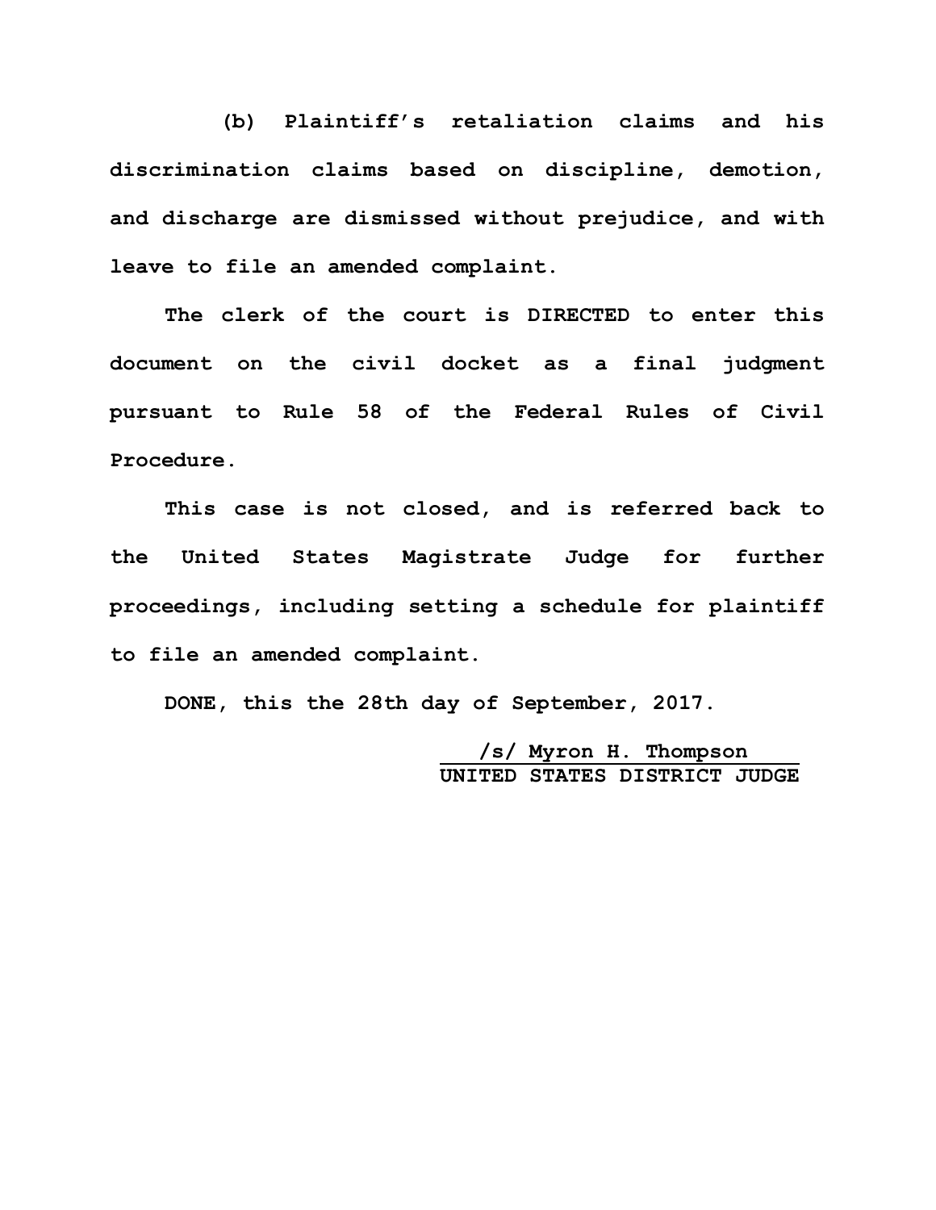(b) Plaintiff's retaliation claims and his discrimination claims based on discipline, demotion, and discharge are dismissed without prejudice, and with leave to file an amended complaint.

The clerk of the court is DIRECTED to enter this document on the civil docket as a final judgment pursuant to Rule 58 of the Federal Rules of Civil Procedure.

This case is not closed, and is referred back to the United States Magistrate Judge for further proceedings, including setting a schedule for plaintiff to file an amended complaint.

DONE, this the 28th day of September, 2017.

/s/ Myron H. Thompson
UNITED STATES DISTRICT JUDGE